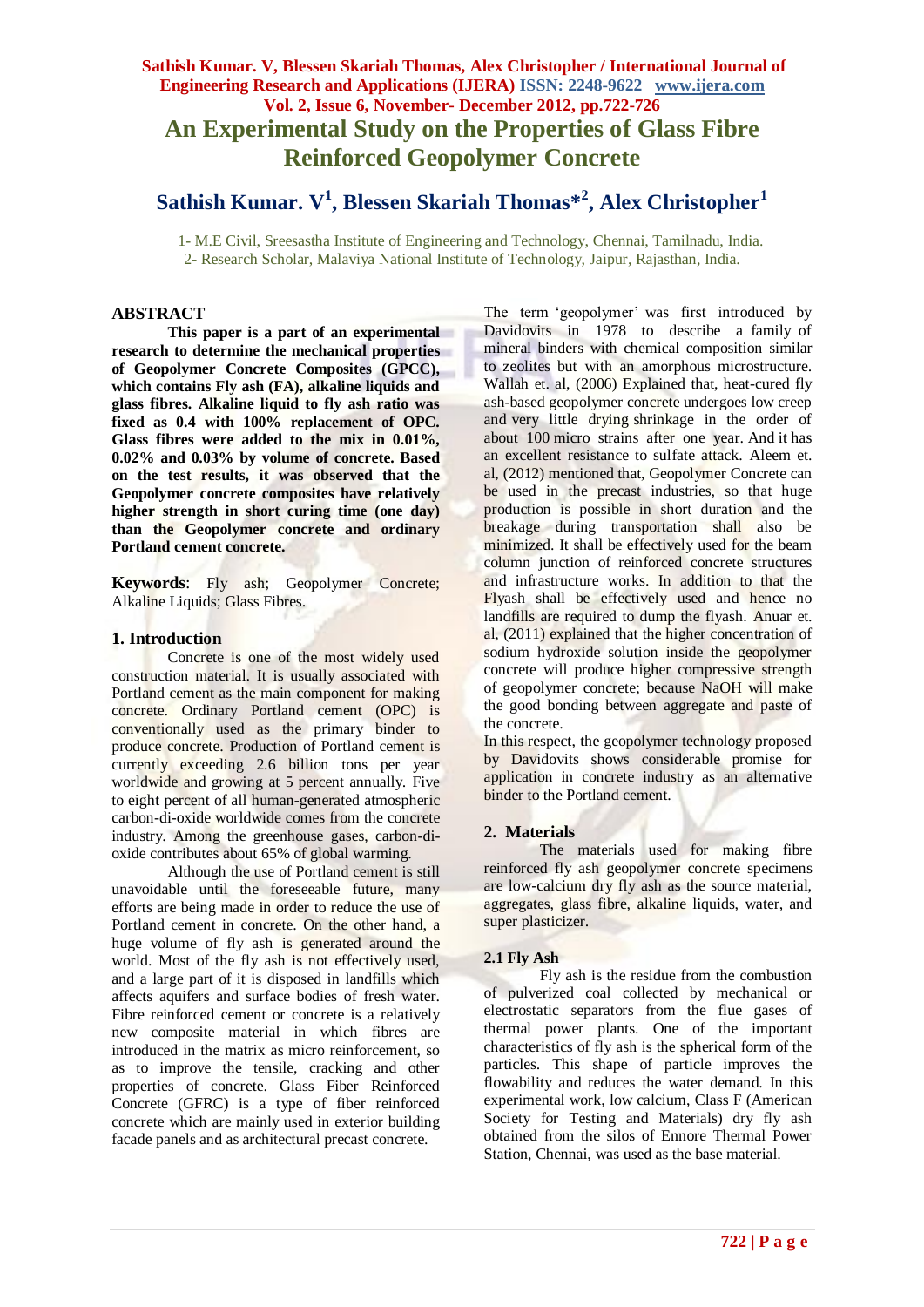# An Experimental Study on the Properties of Glass Fibre Reinforced Geopolymer Concrete

## Sathish Kumar. V[1], Blessen Skariah Thomas*[2], Alex Christopher[1]

1- M.E Civil, Sreesastha Institute of Engineering and Technology, Chennai, Tamilnadu, India.
2- Research Scholar, Malaviya National Institute of Technology, Jaipur, Rajasthan, India.

## ABSTRACT

**This paper is a part of an experimental research to determine the mechanical properties of Geopolymer Concrete Composites (GPCC), which contains Fly ash (FA), alkaline liquids and glass fibres. Alkaline liquid to fly ash ratio was fixed as 0.4 with 100% replacement of OPC. Glass fibres were added to the mix in 0.01%, 0.02% and 0.03% by volume of concrete. Based on the test results, it was observed that the Geopolymer concrete composites have relatively higher strength in short curing time (one day) than the Geopolymer concrete and ordinary Portland cement concrete.**

**Keywords**: Fly ash; Geopolymer Concrete; Alkaline Liquids; Glass Fibres.

## 1. Introduction

Concrete is one of the most widely used construction material. It is usually associated with Portland cement as the main component for making concrete. Ordinary Portland cement (OPC) is conventionally used as the primary binder to produce concrete. Production of Portland cement is currently exceeding 2.6 billion tons per year worldwide and growing at 5 percent annually. Five to eight percent of all human-generated atmospheric carbon-di-oxide worldwide comes from the concrete industry. Among the greenhouse gases, carbon-di-oxide contributes about 65% of global warming.

Although the use of Portland cement is still unavoidable until the foreseeable future, many efforts are being made in order to reduce the use of Portland cement in concrete. On the other hand, a huge volume of fly ash is generated around the world. Most of the fly ash is not effectively used, and a large part of it is disposed in landfills which affects aquifers and surface bodies of fresh water. Fibre reinforced cement or concrete is a relatively new composite material in which fibres are introduced in the matrix as micro reinforcement, so as to improve the tensile, cracking and other properties of concrete. Glass Fiber Reinforced Concrete (GFRC) is a type of fiber reinforced concrete which are mainly used in exterior building facade panels and as architectural precast concrete.

The term 'geopolymer' was first introduced by Davidovits in 1978 to describe a family of mineral binders with chemical composition similar to zeolites but with an amorphous microstructure. Wallah et. al, (2006) Explained that, heat-cured fly ash-based geopolymer concrete undergoes low creep and very little drying shrinkage in the order of about 100 micro strains after one year. And it has an excellent resistance to sulfate attack. Aleem et. al, (2012) mentioned that, Geopolymer Concrete can be used in the precast industries, so that huge production is possible in short duration and the breakage during transportation shall also be minimized. It shall be effectively used for the beam column junction of reinforced concrete structures and infrastructure works. In addition to that the Flyash shall be effectively used and hence no landfills are required to dump the flyash. Anuar et. al, (2011) explained that the higher concentration of sodium hydroxide solution inside the geopolymer concrete will produce higher compressive strength of geopolymer concrete; because NaOH will make the good bonding between aggregate and paste of the concrete.

In this respect, the geopolymer technology proposed by Davidovits shows considerable promise for application in concrete industry as an alternative binder to the Portland cement.

## 2. Materials

The materials used for making fibre reinforced fly ash geopolymer concrete specimens are low-calcium dry fly ash as the source material, aggregates, glass fibre, alkaline liquids, water, and super plasticizer.

### 2.1 Fly Ash

Fly ash is the residue from the combustion of pulverized coal collected by mechanical or electrostatic separators from the flue gases of thermal power plants. One of the important characteristics of fly ash is the spherical form of the particles. This shape of particle improves the flowability and reduces the water demand. In this experimental work, low calcium, Class F (American Society for Testing and Materials) dry fly ash obtained from the silos of Ennore Thermal Power Station, Chennai, was used as the base material.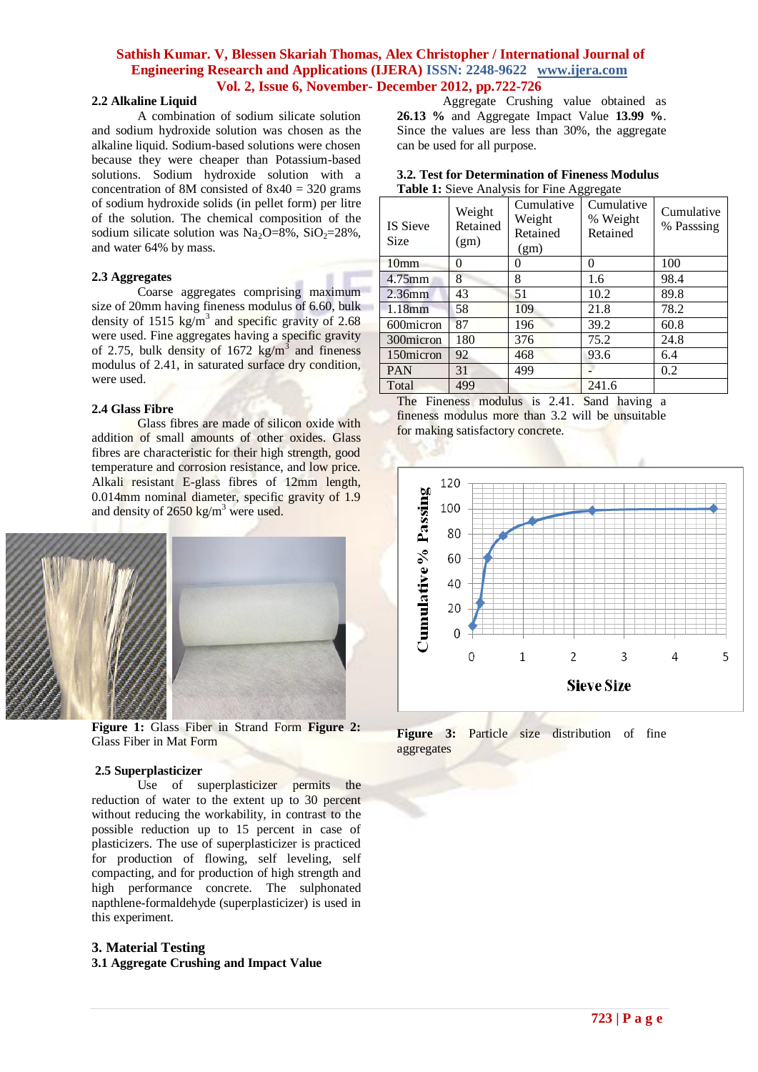## 2.2 Alkaline Liquid

A combination of sodium silicate solution and sodium hydroxide solution was chosen as the alkaline liquid. Sodium-based solutions were chosen because they were cheaper than Potassium-based solutions. Sodium hydroxide solution with a concentration of 8M consisted of 8x40 = 320 grams of sodium hydroxide solids (in pellet form) per litre of the solution. The chemical composition of the sodium silicate solution was $Na_2O$=8%, $SiO_2$=28%, and water 64% by mass.

## 2.3 Aggregates

Coarse aggregates comprising maximum size of 20mm having fineness modulus of 6.60, bulk density of 1515 kg/m$^3$ and specific gravity of 2.68 were used. Fine aggregates having a specific gravity of 2.75, bulk density of 1672 kg/m$^3$ and fineness modulus of 2.41, in saturated surface dry condition, were used.

## 2.4 Glass Fibre

Glass fibres are made of silicon oxide with addition of small amounts of other oxides. Glass fibres are characteristic for their high strength, good temperature and corrosion resistance, and low price. Alkali resistant E-glass fibres of 12mm length, 0.014mm nominal diameter, specific gravity of 1.9 and density of 2650 kg/m$^3$ were used.

**Figure 1:** Glass Fiber in Strand Form **Figure 2:** Glass Fiber in Mat Form

## 2.5 Superplasticizer

Use of superplasticizer permits the reduction of water to the extent up to 30 percent without reducing the workability, in contrast to the possible reduction up to 15 percent in case of plasticizers. The use of superplasticizer is practiced for production of flowing, self leveling, self compacting, and for production of high strength and high performance concrete. The sulphonated napthlene-formaldehyde (superplasticizer) is used in this experiment.

# 3. Material Testing

## 3.1 Aggregate Crushing and Impact Value

Aggregate Crushing value obtained as **26.13 %** and Aggregate Impact Value **13.99 %**. Since the values are less than 30%, the aggregate can be used for all purpose.

## 3.2. Test for Determination of Fineness Modulus

**Table 1:** Sieve Analysis for Fine Aggregate

| IS Sieve Size | Weight Retained (gm) | Cumulative Weight Retained (gm) | Cumulative % Weight Retained | Cumulative % Passsing |
|---|---|---|---|---|
| 10mm | 0 | 0 | 0 | 100 |
| 4.75mm | 8 | 8 | 1.6 | 98.4 |
| 2.36mm | 43 | 51 | 10.2 | 89.8 |
| 1.18mm | 58 | 109 | 21.8 | 78.2 |
| 600micron | 87 | 196 | 39.2 | 60.8 |
| 300micron | 180 | 376 | 75.2 | 24.8 |
| 150micron | 92 | 468 | 93.6 | 6.4 |
| PAN | 31 | 499 | - | 0.2 |
| Total | 499 | | 241.6 | |

The Fineness modulus is 2.41. Sand having a fineness modulus more than 3.2 will be unsuitable for making satisfactory concrete.

**Figure 3:** Particle size distribution of fine aggregates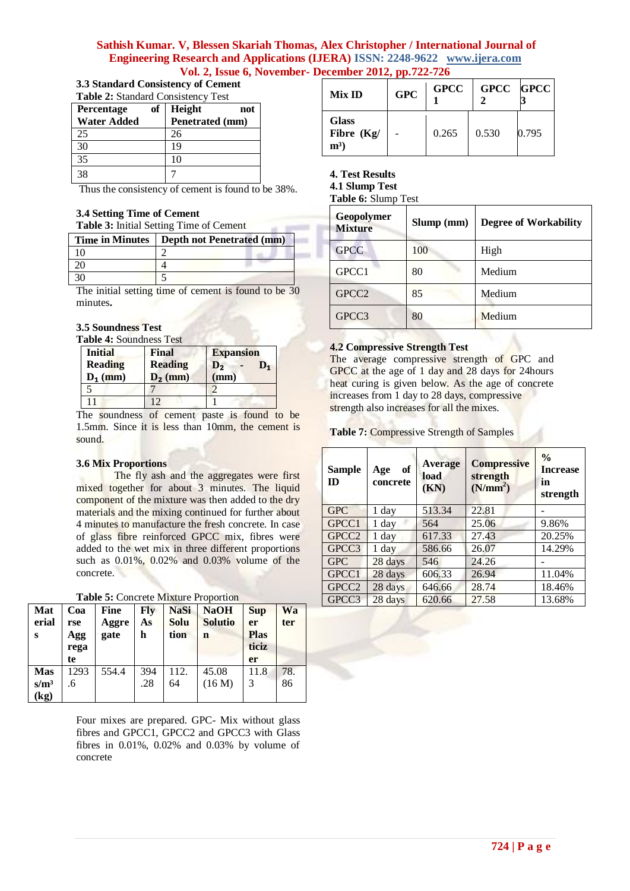### 3.3 Standard Consistency of Cement

**Table 2:** Standard Consistency Test

| Percentage of Water Added | Height not Penetrated (mm) |
|---|---|
| 25 | 26 |
| 30 | 19 |
| 35 | 10 |
| 38 | 7 |

Thus the consistency of cement is found to be 38%.

### 3.4 Setting Time of Cement

**Table 3:** Initial Setting Time of Cement

| Time in Minutes | Depth not Penetrated (mm) |
|---|---|
| 10 | 2 |
| 20 | 4 |
| 30 | 5 |

The initial setting time of cement is found to be 30 minutes**.**

### 3.5 Soundness Test

**Table 4:** Soundness Test

| Initial Reading $D_1$ (mm) | Final Reading $D_2$ (mm) | Expansion $D_2 - D_1$ (mm) |
|---|---|---|
| 5 | 7 | 2 |
| 11 | 12 | 1 |

The soundness of cement paste is found to be 1.5mm. Since it is less than 10mm, the cement is sound.

### 3.6 Mix Proportions

The fly ash and the aggregates were first mixed together for about 3 minutes. The liquid component of the mixture was then added to the dry materials and the mixing continued for further about 4 minutes to manufacture the fresh concrete. In case of glass fibre reinforced GPCC mix, fibres were added to the wet mix in three different proportions such as 0.01%, 0.02% and 0.03% volume of the concrete.

**Table 5:** Concrete Mixture Proportion

| Materials | Coarse Aggregate | Fine Aggregate | Fly Ash | NaSi Solution | NaOH Solution | Super Plasticizer | Water |
|---|---|---|---|---|---|---|---|
| Mass s/m³ (kg) | 1293.6 | 554.4 | 394.28 | 112.64 | 45.08 (16 M) | 11.83 | 78.86 |

Four mixes are prepared. GPC- Mix without glass fibres and GPCC1, GPCC2 and GPCC3 with Glass fibres in 0.01%, 0.02% and 0.03% by volume of concrete

| Mix ID | GPC | GPCC 1 | GPCC 2 | GPCC 3 |
|---|---|---|---|---|
| Glass Fibre (Kg/ m³) | - | 0.265 | 0.530 | 0.795 |

## 4. Test Results

### 4.1 Slump Test

**Table 6:** Slump Test

| Geopolymer Mixture | Slump (mm) | Degree of Workability |
|---|---|---|
| GPCC | 100 | High |
| GPCC1 | 80 | Medium |
| GPCC2 | 85 | Medium |
| GPCC3 | 80 | Medium |

### 4.2 Compressive Strength Test

The average compressive strength of GPC and GPCC at the age of 1 day and 28 days for 24hours heat curing is given below. As the age of concrete increases from 1 day to 28 days, compressive strength also increases for all the mixes.

**Table 7:** Compressive Strength of Samples

| Sample ID | Age of concrete | Average load (KN) | Compressive strength (N/mm²) | % Increase in strength |
|---|---|---|---|---|
| GPC | 1 day | 513.34 | 22.81 | - |
| GPCC1 | 1 day | 564 | 25.06 | 9.86% |
| GPCC2 | 1 day | 617.33 | 27.43 | 20.25% |
| GPCC3 | 1 day | 586.66 | 26.07 | 14.29% |
| GPC | 28 days | 546 | 24.26 | - |
| GPCC1 | 28 days | 606.33 | 26.94 | 11.04% |
| GPCC2 | 28 days | 646.66 | 28.74 | 18.46% |
| GPCC3 | 28 days | 620.66 | 27.58 | 13.68% |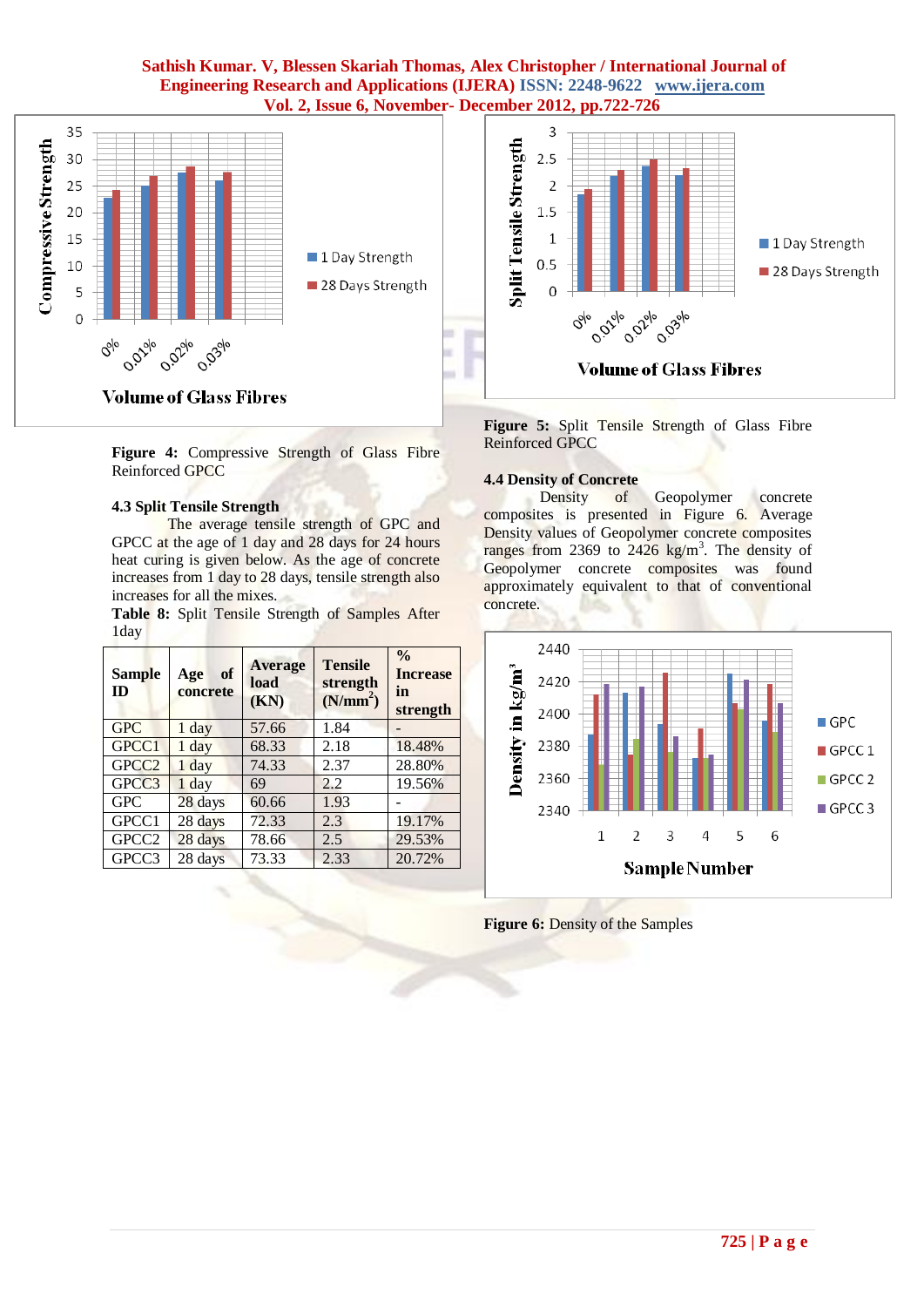Figure 4: Compressive Strength of Glass Fibre Reinforced GPCC

### 4.3 Split Tensile Strength

The average tensile strength of GPC and GPCC at the age of 1 day and 28 days for 24 hours heat curing is given below. As the age of concrete increases from 1 day to 28 days, tensile strength also increases for all the mixes.

**Table 8:** Split Tensile Strength of Samples After 1day

| Sample ID | Age of concrete | Average load (KN) | Tensile strength ($N/mm^2$) | % Increase in strength |
|---|---|---|---|---|
| GPC | 1 day | 57.66 | 1.84 | - |
| GPCC1 | 1 day | 68.33 | 2.18 | 18.48% |
| GPCC2 | 1 day | 74.33 | 2.37 | 28.80% |
| GPCC3 | 1 day | 69 | 2.2 | 19.56% |
| GPC | 28 days | 60.66 | 1.93 | - |
| GPCC1 | 28 days | 72.33 | 2.3 | 19.17% |
| GPCC2 | 28 days | 78.66 | 2.5 | 29.53% |
| GPCC3 | 28 days | 73.33 | 2.33 | 20.72% |

Figure 5: Split Tensile Strength of Glass Fibre Reinforced GPCC

### 4.4 Density of Concrete

Density of Geopolymer concrete composites is presented in Figure 6. Average Density values of Geopolymer concrete composites ranges from 2369 to 2426 $kg/m^3$. The density of Geopolymer concrete composites was found approximately equivalent to that of conventional concrete.

Figure 6: Density of the Samples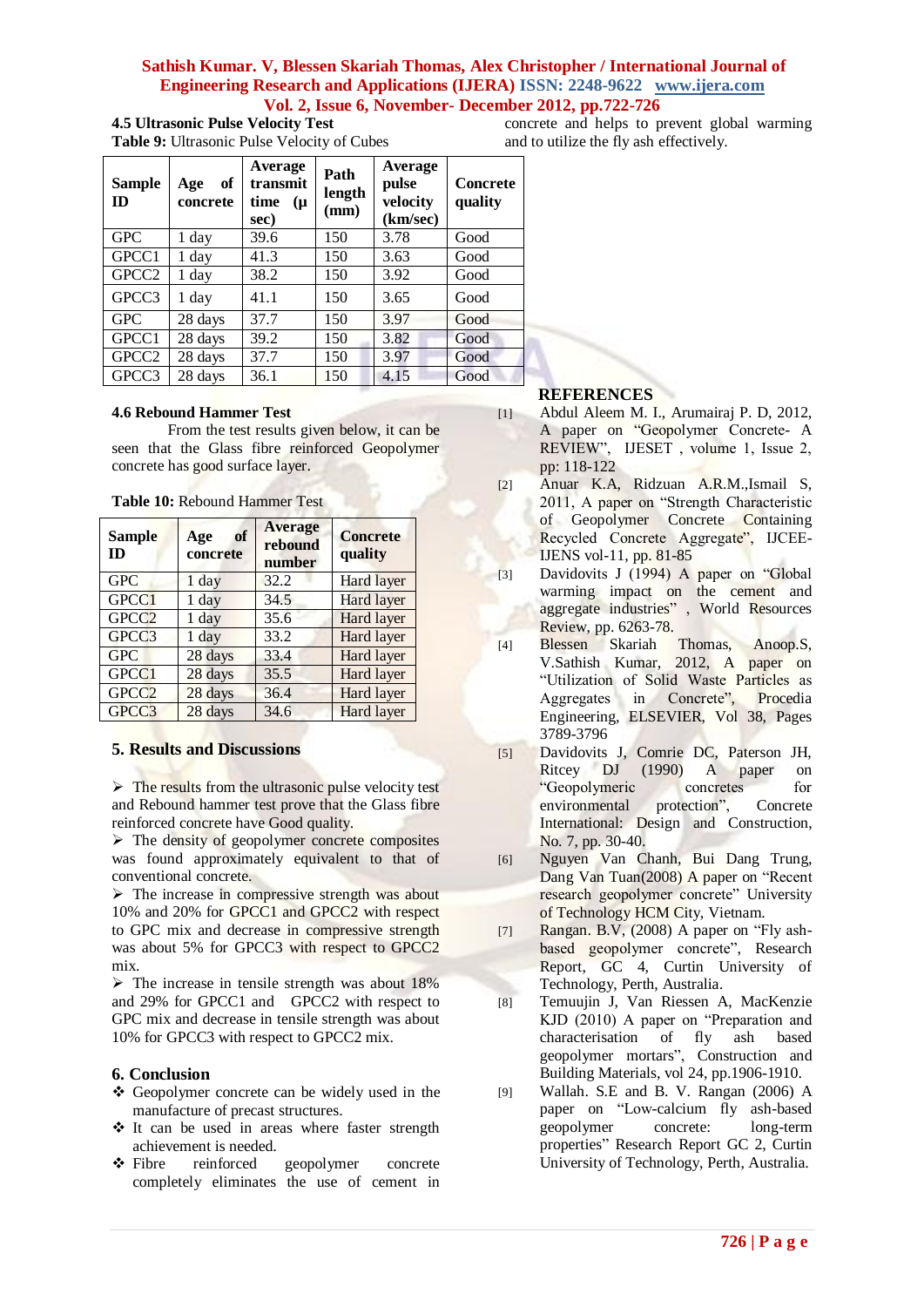### 4.5 Ultrasonic Pulse Velocity Test

**Table 9:** Ultrasonic Pulse Velocity of Cubes

| Sample ID | Age of concrete | Average transmit time (µ sec) | Path length (mm) | Average pulse velocity (km/sec) | Concrete quality |
|---|---|---|---|---|---|
| GPC | 1 day | 39.6 | 150 | 3.78 | Good |
| GPCC1 | 1 day | 41.3 | 150 | 3.63 | Good |
| GPCC2 | 1 day | 38.2 | 150 | 3.92 | Good |
| GPCC3 | 1 day | 41.1 | 150 | 3.65 | Good |
| GPC | 28 days | 37.7 | 150 | 3.97 | Good |
| GPCC1 | 28 days | 39.2 | 150 | 3.82 | Good |
| GPCC2 | 28 days | 37.7 | 150 | 3.97 | Good |
| GPCC3 | 28 days | 36.1 | 150 | 4.15 | Good |

### 4.6 Rebound Hammer Test

From the test results given below, it can be seen that the Glass fibre reinforced Geopolymer concrete has good surface layer.

**Table 10:** Rebound Hammer Test

| Sample ID | Age of concrete | Average rebound number | Concrete quality |
|---|---|---|---|
| GPC | 1 day | 32.2 | Hard layer |
| GPCC1 | 1 day | 34.5 | Hard layer |
| GPCC2 | 1 day | 35.6 | Hard layer |
| GPCC3 | 1 day | 33.2 | Hard layer |
| GPC | 28 days | 33.4 | Hard layer |
| GPCC1 | 28 days | 35.5 | Hard layer |
| GPCC2 | 28 days | 36.4 | Hard layer |
| GPCC3 | 28 days | 34.6 | Hard layer |

## 5. Results and Discussions

- The results from the ultrasonic pulse velocity test and Rebound hammer test prove that the Glass fibre reinforced concrete have Good quality.
- The density of geopolymer concrete composites was found approximately equivalent to that of conventional concrete.
- The increase in compressive strength was about 10% and 20% for GPCC1 and GPCC2 with respect to GPC mix and decrease in compressive strength was about 5% for GPCC3 with respect to GPCC2 mix.
- The increase in tensile strength was about 18% and 29% for GPCC1 and GPCC2 with respect to GPC mix and decrease in tensile strength was about 10% for GPCC3 with respect to GPCC2 mix.

## 6. Conclusion

- Geopolymer concrete can be widely used in the manufacture of precast structures.
- It can be used in areas where faster strength achievement is needed.
- Fibre reinforced geopolymer concrete completely eliminates the use of cement in concrete and helps to prevent global warming and to utilize the fly ash effectively.

## REFERENCES

[1] Abdul Aleem M. I., Arumairaj P. D, 2012, A paper on "Geopolymer Concrete- A REVIEW", IJESET , volume 1, Issue 2, pp: 118-122

[2] Anuar K.A, Ridzuan A.R.M.,Ismail S, 2011, A paper on "Strength Characteristic of Geopolymer Concrete Containing Recycled Concrete Aggregate", IJCEE-IJENS vol-11, pp. 81-85

[3] Davidovits J (1994) A paper on "Global warming impact on the cement and aggregate industries" , World Resources Review, pp. 6263-78.

[4] Blessen Skariah Thomas, Anoop.S, V.Sathish Kumar, 2012, A paper on "Utilization of Solid Waste Particles as Aggregates in Concrete", Procedia Engineering, ELSEVIER, Vol 38, Pages 3789-3796

[5] Davidovits J, Comrie DC, Paterson JH, Ritcey DJ (1990) A paper on "Geopolymeric concretes for environmental protection", Concrete International: Design and Construction, No. 7, pp. 30-40.

[6] Nguyen Van Chanh, Bui Dang Trung, Dang Van Tuan(2008) A paper on "Recent research geopolymer concrete" University of Technology HCM City, Vietnam.

[7] Rangan. B.V, (2008) A paper on "Fly ash-based geopolymer concrete", Research Report, GC 4, Curtin University of Technology, Perth, Australia.

[8] Temuujin J, Van Riessen A, MacKenzie KJD (2010) A paper on "Preparation and characterisation of fly ash based geopolymer mortars", Construction and Building Materials, vol 24, pp.1906-1910.

[9] Wallah. S.E and B. V. Rangan (2006) A paper on "Low-calcium fly ash-based geopolymer concrete: long-term properties" Research Report GC 2, Curtin University of Technology, Perth, Australia.